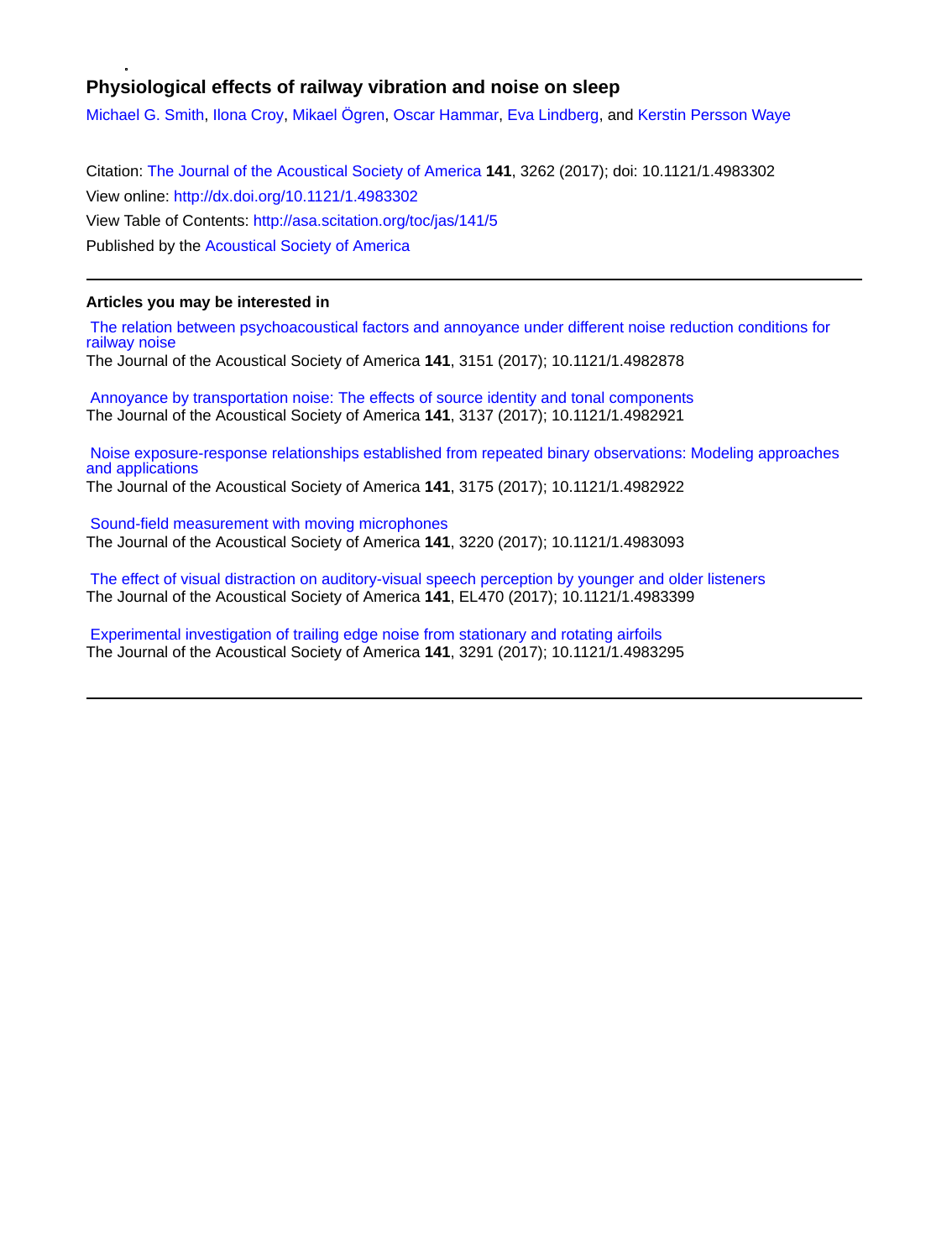# Physiological effects of railway vibration and noise on sleep

Michael G. Smith, Ilona Croy, Mikael Ögren, Oscar Hammar, Eva Lindberg, and Kerstin Persson Waye

Citation: The Journal of the Acoustical Society of America **141**, 3262 (2017); doi: 10.1121/1.4983302

View online: http://dx.doi.org/10.1121/1.4983302

View Table of Contents: http://asa.scitation.org/toc/jas/141/5

Published by the Acoustical Society of America

---

### Articles you may be interested in

The relation between psychoacoustical factors and annoyance under different noise reduction conditions for railway noise
The Journal of the Acoustical Society of America **141**, 3151 (2017); 10.1121/1.4982878

Annoyance by transportation noise: The effects of source identity and tonal components
The Journal of the Acoustical Society of America **141**, 3137 (2017); 10.1121/1.4982921

Noise exposure-response relationships established from repeated binary observations: Modeling approaches and applications
The Journal of the Acoustical Society of America **141**, 3175 (2017); 10.1121/1.4982922

Sound-field measurement with moving microphones
The Journal of the Acoustical Society of America **141**, 3220 (2017); 10.1121/1.4983093

The effect of visual distraction on auditory-visual speech perception by younger and older listeners
The Journal of the Acoustical Society of America **141**, EL470 (2017); 10.1121/1.4983399

Experimental investigation of trailing edge noise from stationary and rotating airfoils
The Journal of the Acoustical Society of America **141**, 3291 (2017); 10.1121/1.4983295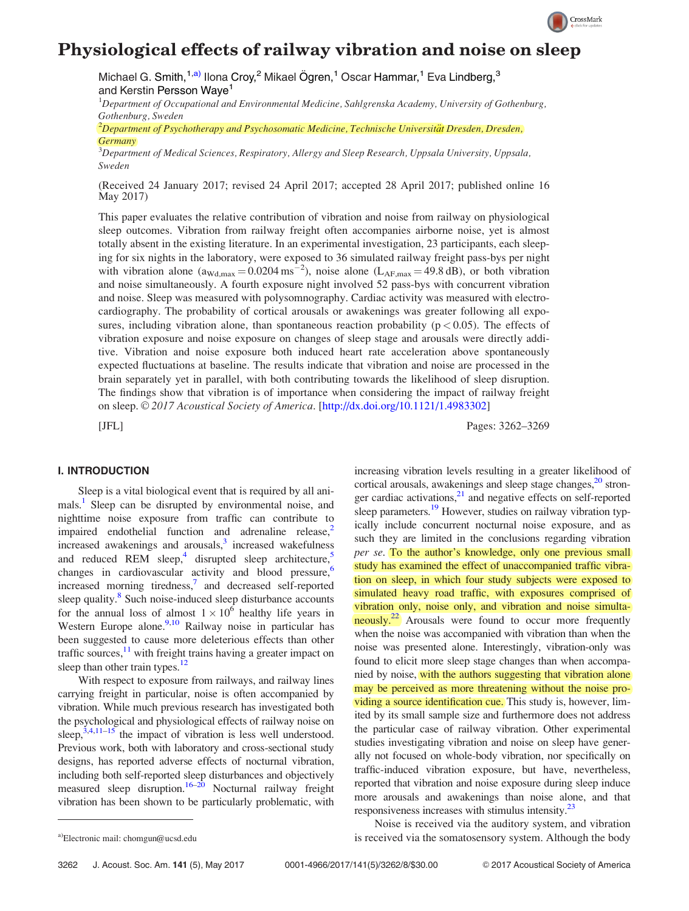# Physiological effects of railway vibration and noise on sleep

Michael G. Smith,[1,a)] Ilona Croy,[2] Mikael Ögren,[1] Oscar Hammar,[1] Eva Lindberg,[3] and Kerstin Persson Waye[1]

[1]*Department of Occupational and Environmental Medicine, Sahlgrenska Academy, University of Gothenburg, Gothenburg, Sweden*

[2]*Department of Psychotherapy and Psychosomatic Medicine, Technische Universität Dresden, Dresden, Germany*

[3]*Department of Medical Sciences, Respiratory, Allergy and Sleep Research, Uppsala University, Uppsala, Sweden*

(Received 24 January 2017; revised 24 April 2017; accepted 28 April 2017; published online 16 May 2017)

This paper evaluates the relative contribution of vibration and noise from railway on physiological sleep outcomes. Vibration from railway freight often accompanies airborne noise, yet is almost totally absent in the existing literature. In an experimental investigation, 23 participants, each sleeping for six nights in the laboratory, were exposed to 36 simulated railway freight pass-bys per night with vibration alone ($a_{Wd,max} = 0.0204\,\text{ms}^{-2}$), noise alone ($L_{AF,max} = 49.8$ dB), or both vibration and noise simultaneously. A fourth exposure night involved 52 pass-bys with concurrent vibration and noise. Sleep was measured with polysomnography. Cardiac activity was measured with electrocardiography. The probability of cortical arousals or awakenings was greater following all exposures, including vibration alone, than spontaneous reaction probability ($p < 0.05$). The effects of vibration exposure and noise exposure on changes of sleep stage and arousals were directly additive. Vibration and noise exposure both induced heart rate acceleration above spontaneously expected fluctuations at baseline. The results indicate that vibration and noise are processed in the brain separately yet in parallel, with both contributing towards the likelihood of sleep disruption. The findings show that vibration is of importance when considering the impact of railway freight on sleep. © *2017 Acoustical Society of America*. [http://dx.doi.org/10.1121/1.4983302]

[JFL] Pages: 3262–3269

## I. INTRODUCTION

Sleep is a vital biological event that is required by all animals.[1] Sleep can be disrupted by environmental noise, and nighttime noise exposure from traffic can contribute to impaired endothelial function and adrenaline release,[2] increased awakenings and arousals,[3] increased wakefulness and reduced REM sleep,[4] disrupted sleep architecture,[5] changes in cardiovascular activity and blood pressure,[6] increased morning tiredness,[7] and decreased self-reported sleep quality.[8] Such noise-induced sleep disturbance accounts for the annual loss of almost $1 \times 10^6$ healthy life years in Western Europe alone.[9,10] Railway noise in particular has been suggested to cause more deleterious effects than other traffic sources,[11] with freight trains having a greater impact on sleep than other train types.[12]

With respect to exposure from railways, and railway lines carrying freight in particular, noise is often accompanied by vibration. While much previous research has investigated both the psychological and physiological effects of railway noise on sleep,[3,4,11–15] the impact of vibration is less well understood. Previous work, both with laboratory and cross-sectional study designs, has reported adverse effects of nocturnal vibration, including both self-reported sleep disturbances and objectively measured sleep disruption.[16–20] Nocturnal railway freight vibration has been shown to be particularly problematic, with increasing vibration levels resulting in a greater likelihood of cortical arousals, awakenings and sleep stage changes,[20] stronger cardiac activations,[21] and negative effects on self-reported sleep parameters.[19] However, studies on railway vibration typically include concurrent nocturnal noise exposure, and as such they are limited in the conclusions regarding vibration *per se*. To the author's knowledge, only one previous small study has examined the effect of unaccompanied traffic vibration on sleep, in which four study subjects were exposed to simulated heavy road traffic, with exposures comprised of vibration only, noise only, and vibration and noise simultaneously.[22] Arousals were found to occur more frequently when the noise was accompanied with vibration than when the noise was presented alone. Interestingly, vibration-only was found to elicit more sleep stage changes than when accompanied by noise, with the authors suggesting that vibration alone may be perceived as more threatening without the noise providing a source identification cue. This study is, however, limited by its small sample size and furthermore does not address the particular case of railway vibration. Other experimental studies investigating vibration and noise on sleep have generally not focused on whole-body vibration, nor specifically on traffic-induced vibration exposure, but have, nevertheless, reported that vibration and noise exposure during sleep induce more arousals and awakenings than noise alone, and that responsiveness increases with stimulus intensity.[23]

Noise is received via the auditory system, and vibration is received via the somatosensory system. Although the body

[a)]Electronic mail: chomgun@ucsd.edu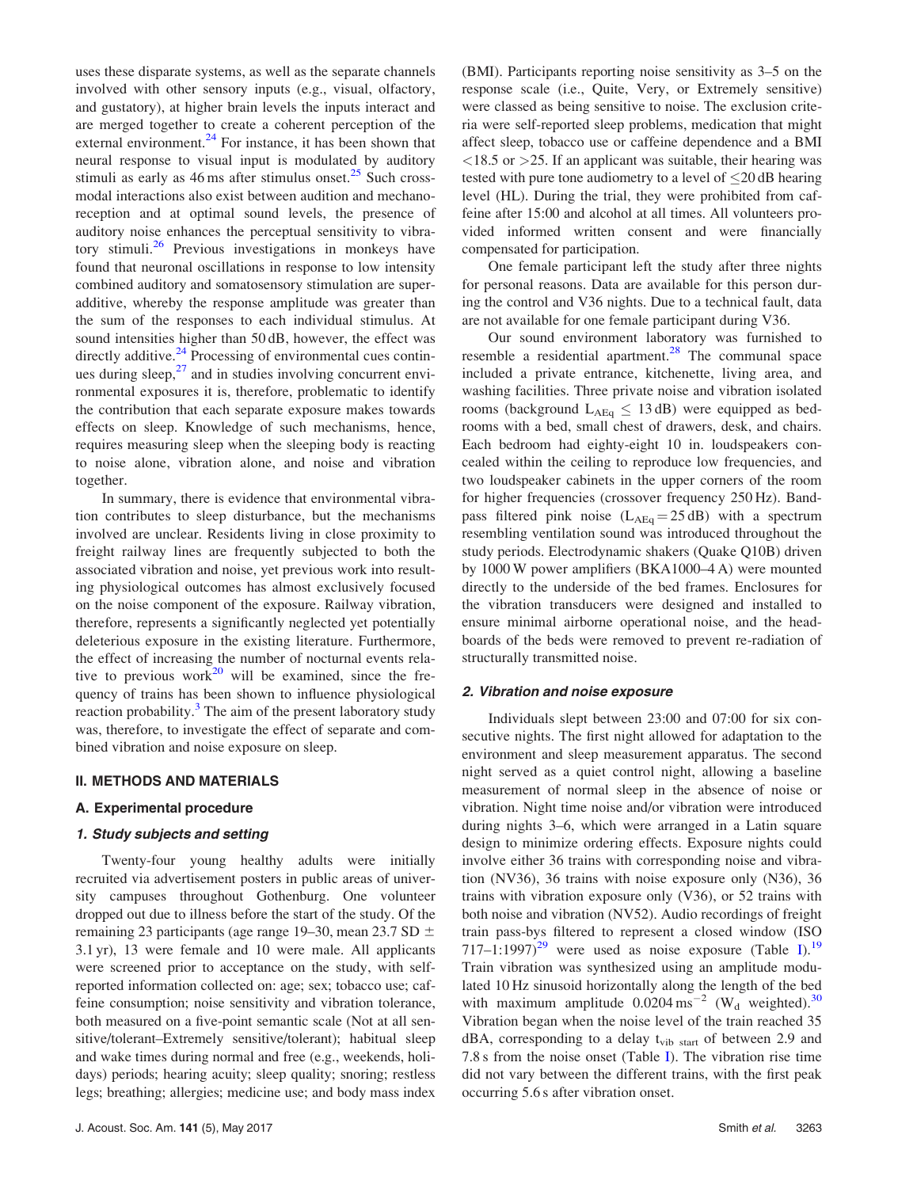uses these disparate systems, as well as the separate channels involved with other sensory inputs (e.g., visual, olfactory, and gustatory), at higher brain levels the inputs interact and are merged together to create a coherent perception of the external environment.[24] For instance, it has been shown that neural response to visual input is modulated by auditory stimuli as early as 46 ms after stimulus onset.[25] Such cross-modal interactions also exist between audition and mechanoreception and at optimal sound levels, the presence of auditory noise enhances the perceptual sensitivity to vibratory stimuli.[26] Previous investigations in monkeys have found that neuronal oscillations in response to low intensity combined auditory and somatosensory stimulation are superadditive, whereby the response amplitude was greater than the sum of the responses to each individual stimulus. At sound intensities higher than 50 dB, however, the effect was directly additive.[24] Processing of environmental cues continues during sleep,[27] and in studies involving concurrent environmental exposures it is, therefore, problematic to identify the contribution that each separate exposure makes towards effects on sleep. Knowledge of such mechanisms, hence, requires measuring sleep when the sleeping body is reacting to noise alone, vibration alone, and noise and vibration together.

In summary, there is evidence that environmental vibration contributes to sleep disturbance, but the mechanisms involved are unclear. Residents living in close proximity to freight railway lines are frequently subjected to both the associated vibration and noise, yet previous work into resulting physiological outcomes has almost exclusively focused on the noise component of the exposure. Railway vibration, therefore, represents a significantly neglected yet potentially deleterious exposure in the existing literature. Furthermore, the effect of increasing the number of nocturnal events relative to previous work[20] will be examined, since the frequency of trains has been shown to influence physiological reaction probability.[3] The aim of the present laboratory study was, therefore, to investigate the effect of separate and combined vibration and noise exposure on sleep.

## II. METHODS AND MATERIALS

### A. Experimental procedure

#### *1. Study subjects and setting*

Twenty-four young healthy adults were initially recruited via advertisement posters in public areas of university campuses throughout Gothenburg. One volunteer dropped out due to illness before the start of the study. Of the remaining 23 participants (age range 19–30, mean 23.7 SD $\pm$ 3.1 yr), 13 were female and 10 were male. All applicants were screened prior to acceptance on the study, with self-reported information collected on: age; sex; tobacco use; caffeine consumption; noise sensitivity and vibration tolerance, both measured on a five-point semantic scale (Not at all sensitive/tolerant–Extremely sensitive/tolerant); habitual sleep and wake times during normal and free (e.g., weekends, holidays) periods; hearing acuity; sleep quality; snoring; restless legs; breathing; allergies; medicine use; and body mass index (BMI). Participants reporting noise sensitivity as 3–5 on the response scale (i.e., Quite, Very, or Extremely sensitive) were classed as being sensitive to noise. The exclusion criteria were self-reported sleep problems, medication that might affect sleep, tobacco use or caffeine dependence and a BMI $<$18.5 or $>$25. If an applicant was suitable, their hearing was tested with pure tone audiometry to a level of $\leq$20 dB hearing level (HL). During the trial, they were prohibited from caffeine after 15:00 and alcohol at all times. All volunteers provided informed written consent and were financially compensated for participation.

One female participant left the study after three nights for personal reasons. Data are available for this person during the control and V36 nights. Due to a technical fault, data are not available for one female participant during V36.

Our sound environment laboratory was furnished to resemble a residential apartment.[28] The communal space included a private entrance, kitchenette, living area, and washing facilities. Three private noise and vibration isolated rooms (background $L_{AEq} \leq 13$ dB) were equipped as bedrooms with a bed, small chest of drawers, desk, and chairs. Each bedroom had eighty-eight 10 in. loudspeakers concealed within the ceiling to reproduce low frequencies, and two loudspeaker cabinets in the upper corners of the room for higher frequencies (crossover frequency 250 Hz). Band-pass filtered pink noise ($L_{AEq} = 25$ dB) with a spectrum resembling ventilation sound was introduced throughout the study periods. Electrodynamic shakers (Quake Q10B) driven by 1000 W power amplifiers (BKA1000–4 A) were mounted directly to the underside of the bed frames. Enclosures for the vibration transducers were designed and installed to ensure minimal airborne operational noise, and the headboards of the beds were removed to prevent re-radiation of structurally transmitted noise.

#### *2. Vibration and noise exposure*

Individuals slept between 23:00 and 07:00 for six consecutive nights. The first night allowed for adaptation to the environment and sleep measurement apparatus. The second night served as a quiet control night, allowing a baseline measurement of normal sleep in the absence of noise or vibration. Night time noise and/or vibration were introduced during nights 3–6, which were arranged in a Latin square design to minimize ordering effects. Exposure nights could involve either 36 trains with corresponding noise and vibration (NV36), 36 trains with noise exposure only (N36), 36 trains with vibration exposure only (V36), or 52 trains with both noise and vibration (NV52). Audio recordings of freight train pass-bys filtered to represent a closed window (ISO 717–1:1997)[29] were used as noise exposure (Table I).[19] Train vibration was synthesized using an amplitude modulated 10 Hz sinusoid horizontally along the length of the bed with maximum amplitude $0.0204\,\text{ms}^{-2}$ ($W_d$ weighted).[30] Vibration began when the noise level of the train reached 35 dBA, corresponding to a delay $t_{vib\ start}$ of between 2.9 and 7.8 s from the noise onset (Table I). The vibration rise time did not vary between the different trains, with the first peak occurring 5.6 s after vibration onset.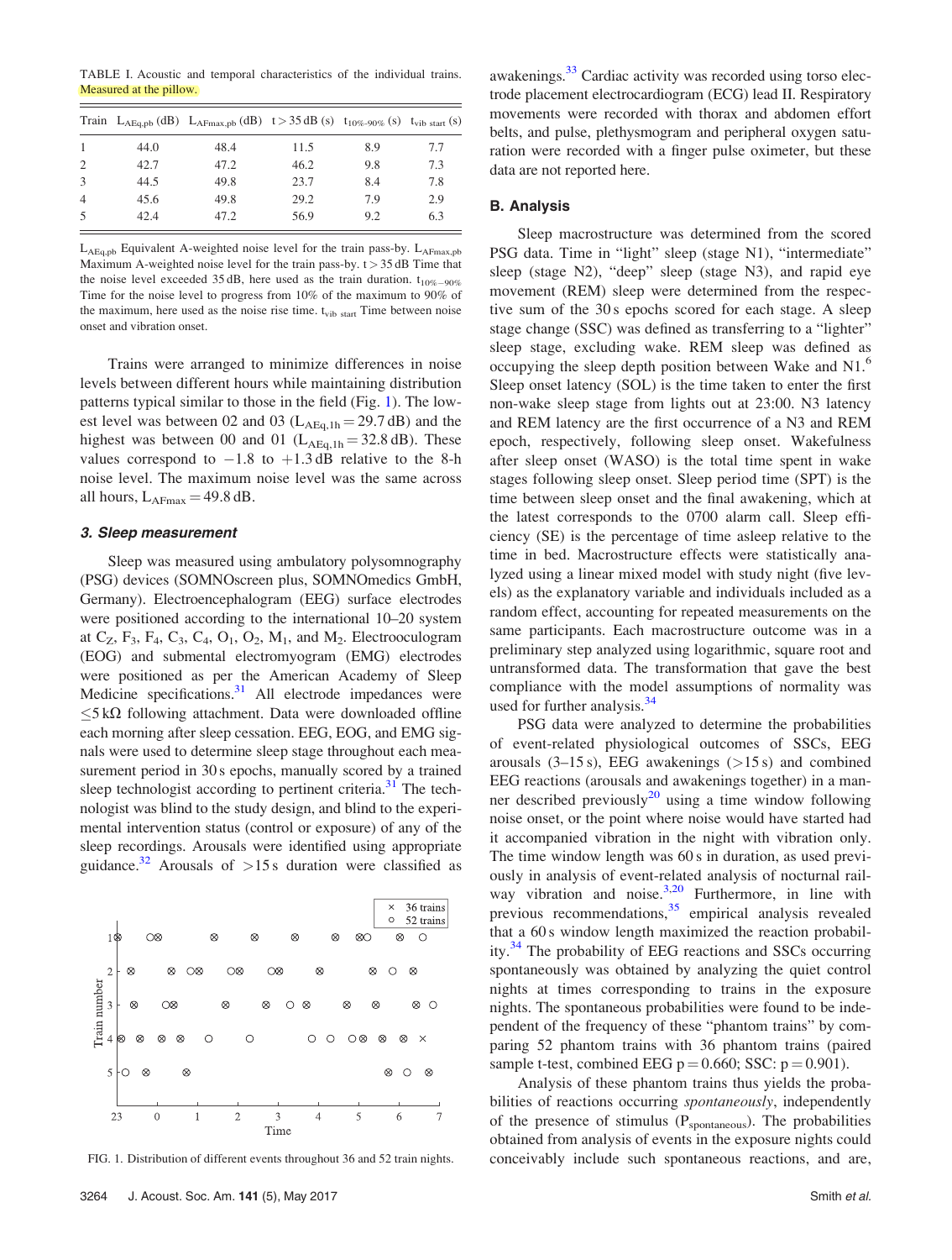TABLE I. Acoustic and temporal characteristics of the individual trains. Measured at the pillow.

| Train | $L_{AEq,pb}$ (dB) | $L_{AFmax,pb}$ (dB) | $t > 35$ dB (s) | $t_{10\%–90\%}$ (s) | $t_{vib\ start}$ (s) |
|---|---|---|---|---|---|
| 1 | 44.0 | 48.4 | 11.5 | 8.9 | 7.7 |
| 2 | 42.7 | 47.2 | 46.2 | 9.8 | 7.3 |
| 3 | 44.5 | 49.8 | 23.7 | 8.4 | 7.8 |
| 4 | 45.6 | 49.8 | 29.2 | 7.9 | 2.9 |
| 5 | 42.4 | 47.2 | 56.9 | 9.2 | 6.3 |

$L_{AEq,pb}$ Equivalent A-weighted noise level for the train pass-by. $L_{AFmax,pb}$ Maximum A-weighted noise level for the train pass-by. $t > 35$ dB Time that the noise level exceeded 35 dB, here used as the train duration. $t_{10\%-90\%}$ Time for the noise level to progress from 10% of the maximum to 90% of the maximum, here used as the noise rise time. $t_{vib\ start}$ Time between noise onset and vibration onset.

Trains were arranged to minimize differences in noise levels between different hours while maintaining distribution patterns typical similar to those in the field (Fig. 1). The lowest level was between 02 and 03 ($L_{AEq,1h} = 29.7$ dB) and the highest was between 00 and 01 ($L_{AEq,1h} = 32.8$ dB). These values correspond to $-1.8$ to $+1.3$ dB relative to the 8-h noise level. The maximum noise level was the same across all hours, $L_{AFmax} = 49.8$ dB.

### 3. Sleep measurement

Sleep was measured using ambulatory polysomnography (PSG) devices (SOMNOscreen plus, SOMNOmedics GmbH, Germany). Electroencephalogram (EEG) surface electrodes were positioned according to the international 10–20 system at $C_Z$, $F_3$, $F_4$, $C_3$, $C_4$, $O_1$, $O_2$, $M_1$, and $M_2$. Electrooculogram (EOG) and submental electromyogram (EMG) electrodes were positioned as per the American Academy of Sleep Medicine specifications.[31] All electrode impedances were $\leq 5\,k\Omega$ following attachment. Data were downloaded offline each morning after sleep cessation. EEG, EOG, and EMG signals were used to determine sleep stage throughout each measurement period in 30 s epochs, manually scored by a trained sleep technologist according to pertinent criteria.[31] The technologist was blind to the study design, and blind to the experimental intervention status (control or exposure) of any of the sleep recordings. Arousals were identified using appropriate guidance.[32] Arousals of >15 s duration were classified as awakenings.[33] Cardiac activity was recorded using torso electrode placement electrocardiogram (ECG) lead II. Respiratory movements were recorded with thorax and abdomen effort belts, and pulse, plethysmogram and peripheral oxygen saturation were recorded with a finger pulse oximeter, but these data are not reported here.

FIG. 1. Distribution of different events throughout 36 and 52 train nights.

## B. Analysis

Sleep macrostructure was determined from the scored PSG data. Time in "light" sleep (stage N1), "intermediate" sleep (stage N2), "deep" sleep (stage N3), and rapid eye movement (REM) sleep were determined from the respective sum of the 30 s epochs scored for each stage. A sleep stage change (SSC) was defined as transferring to a "lighter" sleep stage, excluding wake. REM sleep was defined as occupying the sleep depth position between Wake and N1.[6] Sleep onset latency (SOL) is the time taken to enter the first non-wake sleep stage from lights out at 23:00. N3 latency and REM latency are the first occurrence of a N3 and REM epoch, respectively, following sleep onset. Wakefulness after sleep onset (WASO) is the total time spent in wake stages following sleep onset. Sleep period time (SPT) is the time between sleep onset and the final awakening, which at the latest corresponds to the 0700 alarm call. Sleep efficiency (SE) is the percentage of time asleep relative to the time in bed. Macrostructure effects were statistically analyzed using a linear mixed model with study night (five levels) as the explanatory variable and individuals included as a random effect, accounting for repeated measurements on the same participants. Each macrostructure outcome was in a preliminary step analyzed using logarithmic, square root and untransformed data. The transformation that gave the best compliance with the model assumptions of normality was used for further analysis.[34]

PSG data were analyzed to determine the probabilities of event-related physiological outcomes of SSCs, EEG arousals (3–15 s), EEG awakenings (>15 s) and combined EEG reactions (arousals and awakenings together) in a manner described previously[20] using a time window following noise onset, or the point where noise would have started had it accompanied vibration in the night with vibration only. The time window length was 60 s in duration, as used previously in analysis of event-related analysis of nocturnal railway vibration and noise.[3,20] Furthermore, in line with previous recommendations,[35] empirical analysis revealed that a 60 s window length maximized the reaction probability.[34] The probability of EEG reactions and SSCs occurring spontaneously was obtained by analyzing the quiet control nights at times corresponding to trains in the exposure nights. The spontaneous probabilities were found to be independent of the frequency of these "phantom trains" by comparing 52 phantom trains with 36 phantom trains (paired sample t-test, combined EEG $p = 0.660$; SSC: $p = 0.901$).

Analysis of these phantom trains thus yields the probabilities of reactions occurring *spontaneously*, independently of the presence of stimulus ($P_{spontaneous}$). The probabilities obtained from analysis of events in the exposure nights could conceivably include such spontaneous reactions, and are,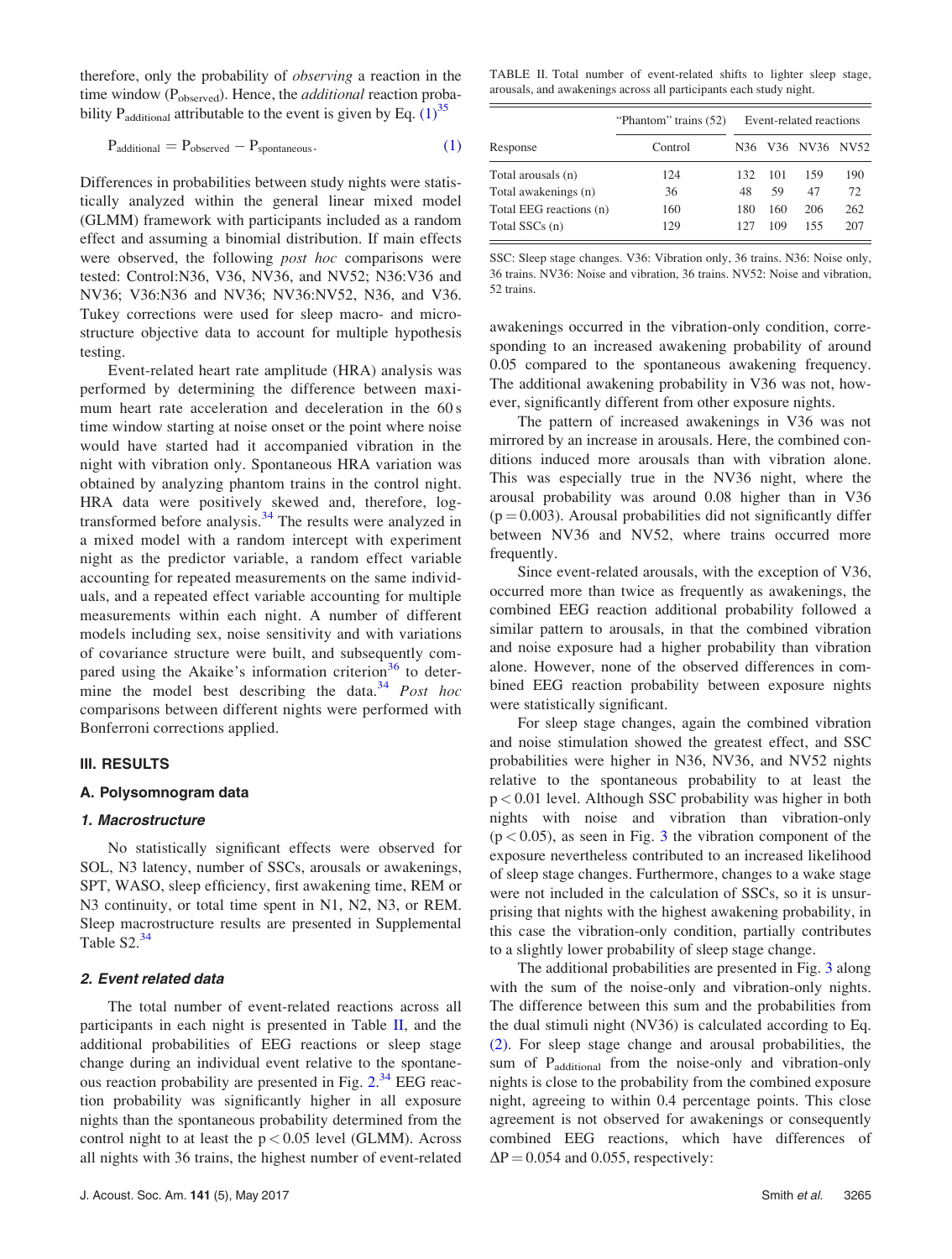therefore, only the probability of *observing* a reaction in the time window ($P_{observed}$). Hence, the *additional* reaction probability $P_{additional}$ attributable to the event is given by Eq. (1)[35]

$$P_{additional} = P_{observed} - P_{spontaneous}. \tag{1}$$

Differences in probabilities between study nights were statistically analyzed within the general linear mixed model (GLMM) framework with participants included as a random effect and assuming a binomial distribution. If main effects were observed, the following *post hoc* comparisons were tested: Control:N36, V36, NV36, and NV52; N36:V36 and NV36; V36:N36 and NV36; NV36:NV52, N36, and V36. Tukey corrections were used for sleep macro- and microstructure objective data to account for multiple hypothesis testing.

Event-related heart rate amplitude (HRA) analysis was performed by determining the difference between maximum heart rate acceleration and deceleration in the 60 s time window starting at noise onset or the point where noise would have started had it accompanied vibration in the night with vibration only. Spontaneous HRA variation was obtained by analyzing phantom trains in the control night. HRA data were positively skewed and, therefore, log-transformed before analysis.[34] The results were analyzed in a mixed model with a random intercept with experiment night as the predictor variable, a random effect variable accounting for repeated measurements on the same individuals, and a repeated effect variable accounting for multiple measurements within each night. A number of different models including sex, noise sensitivity and with variations of covariance structure were built, and subsequently compared using the Akaike's information criterion[36] to determine the model best describing the data.[34] *Post hoc* comparisons between different nights were performed with Bonferroni corrections applied.

## III. RESULTS

### A. Polysomnogram data

#### 1. Macrostructure

No statistically significant effects were observed for SOL, N3 latency, number of SSCs, arousals or awakenings, SPT, WASO, sleep efficiency, first awakening time, REM or N3 continuity, or total time spent in N1, N2, N3, or REM. Sleep macrostructure results are presented in Supplemental Table S2.[34]

#### 2. Event related data

The total number of event-related reactions across all participants in each night is presented in Table II, and the additional probabilities of EEG reactions or sleep stage change during an individual event relative to the spontaneous reaction probability are presented in Fig. 2.[34] EEG reaction probability was significantly higher in all exposure nights than the spontaneous probability determined from the control night to at least the $p < 0.05$ level (GLMM). Across all nights with 36 trains, the highest number of event-related awakenings occurred in the vibration-only condition, corresponding to an increased awakening probability of around 0.05 compared to the spontaneous awakening frequency. The additional awakening probability in V36 was not, however, significantly different from other exposure nights.

TABLE II. Total number of event-related shifts to lighter sleep stage, arousals, and awakenings across all participants each study night.

| | "Phantom" trains (52) | Event-related reactions | | | |
|---|---|---|---|---|---|
| Response | Control | N36 | V36 | NV36 | NV52 |
| Total arousals (n) | 124 | 132 | 101 | 159 | 190 |
| Total awakenings (n) | 36 | 48 | 59 | 47 | 72 |
| Total EEG reactions (n) | 160 | 180 | 160 | 206 | 262 |
| Total SSCs (n) | 129 | 127 | 109 | 155 | 207 |

SSC: Sleep stage changes. V36: Vibration only, 36 trains. N36: Noise only, 36 trains. NV36: Noise and vibration, 36 trains. NV52: Noise and vibration, 52 trains.

The pattern of increased awakenings in V36 was not mirrored by an increase in arousals. Here, the combined conditions induced more arousals than with vibration alone. This was especially true in the NV36 night, where the arousal probability was around 0.08 higher than in V36 ($p = 0.003$). Arousal probabilities did not significantly differ between NV36 and NV52, where trains occurred more frequently.

Since event-related arousals, with the exception of V36, occurred more than twice as frequently as awakenings, the combined EEG reaction additional probability followed a similar pattern to arousals, in that the combined vibration and noise exposure had a higher probability than vibration alone. However, none of the observed differences in combined EEG reaction probability between exposure nights were statistically significant.

For sleep stage changes, again the combined vibration and noise stimulation showed the greatest effect, and SSC probabilities were higher in N36, NV36, and NV52 nights relative to the spontaneous probability to at least the $p < 0.01$ level. Although SSC probability was higher in both nights with noise and vibration than vibration-only ($p < 0.05$), as seen in Fig. 3 the vibration component of the exposure nevertheless contributed to an increased likelihood of sleep stage changes. Furthermore, changes to a wake stage were not included in the calculation of SSCs, so it is unsurprising that nights with the highest awakening probability, in this case the vibration-only condition, partially contributes to a slightly lower probability of sleep stage change.

The additional probabilities are presented in Fig. 3 along with the sum of the noise-only and vibration-only nights. The difference between this sum and the probabilities from the dual stimuli night (NV36) is calculated according to Eq. (2). For sleep stage change and arousal probabilities, the sum of $P_{additional}$ from the noise-only and vibration-only nights is close to the probability from the combined exposure night, agreeing to within 0.4 percentage points. This close agreement is not observed for awakenings or consequently combined EEG reactions, which have differences of $\Delta P = 0.054$ and 0.055, respectively: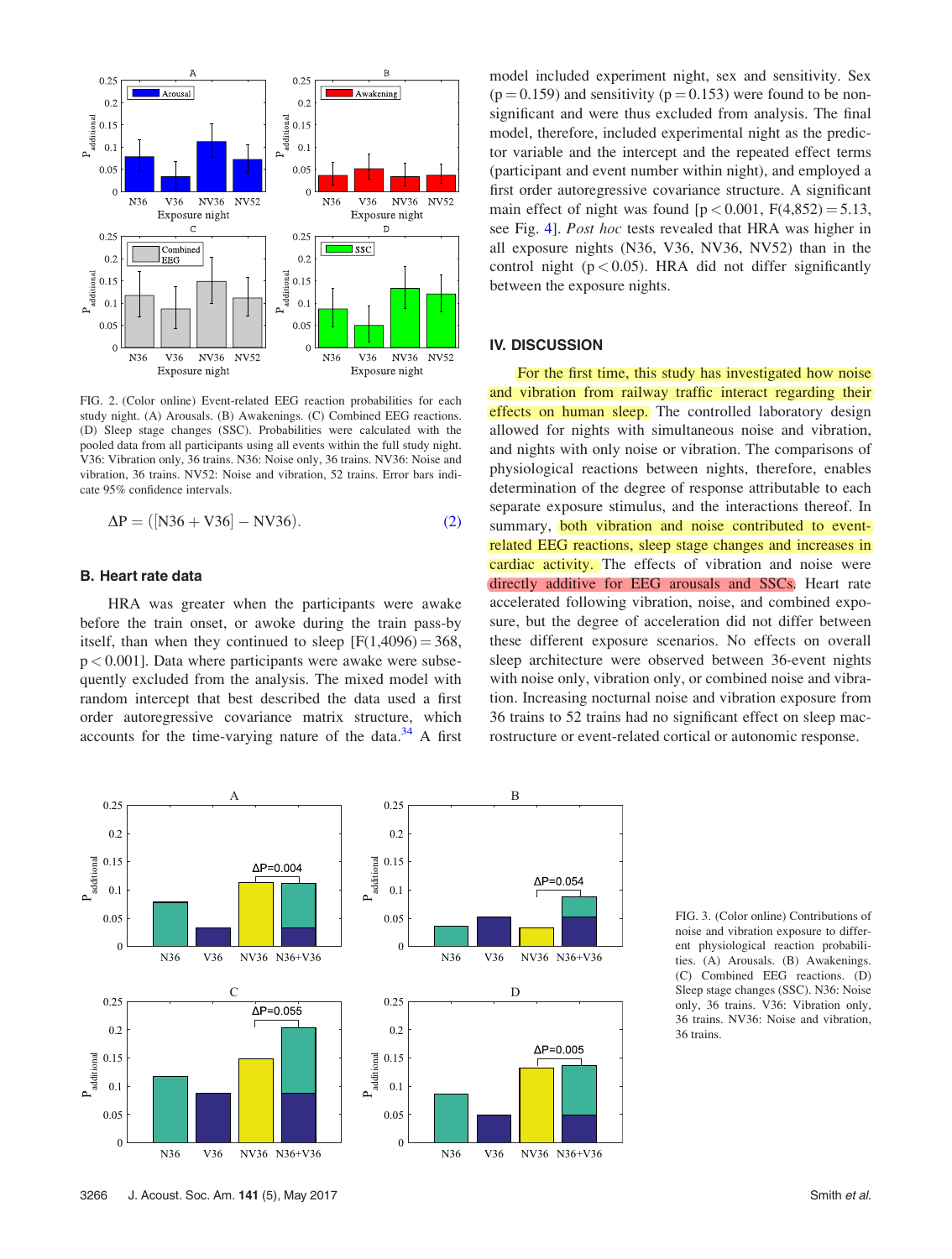FIG. 2. (Color online) Event-related EEG reaction probabilities for each study night. (A) Arousals. (B) Awakenings. (C) Combined EEG reactions. (D) Sleep stage changes (SSC). Probabilities were calculated with the pooled data from all participants using all events within the full study night. V36: Vibration only, 36 trains. N36: Noise only, 36 trains. NV36: Noise and vibration, 36 trains. NV52: Noise and vibration, 52 trains. Error bars indicate 95% confidence intervals.

$$\Delta P = ([N36 + V36] - NV36). \quad (2)$$

### B. Heart rate data

HRA was greater when the participants were awake before the train onset, or awoke during the train pass-by itself, than when they continued to sleep [$F(1,4096) = 368$, $p < 0.001$]. Data where participants were awake were subsequently excluded from the analysis. The mixed model with random intercept that best described the data used a first order autoregressive covariance matrix structure, which accounts for the time-varying nature of the data.[34] A first model included experiment night, sex and sensitivity. Sex ($p = 0.159$) and sensitivity ($p = 0.153$) were found to be non-significant and were thus excluded from analysis. The final model, therefore, included experimental night as the predictor variable and the intercept and the repeated effect terms (participant and event number within night), and employed a first order autoregressive covariance structure. A significant main effect of night was found [$p < 0.001$, $F(4,852) = 5.13$, see Fig. 4]. *Post hoc* tests revealed that HRA was higher in all exposure nights (N36, V36, NV36, NV52) than in the control night ($p < 0.05$). HRA did not differ significantly between the exposure nights.

## IV. DISCUSSION

For the first time, this study has investigated how noise and vibration from railway traffic interact regarding their effects on human sleep. The controlled laboratory design allowed for nights with simultaneous noise and vibration, and nights with only noise or vibration. The comparisons of physiological reactions between nights, therefore, enables determination of the degree of response attributable to each separate exposure stimulus, and the interactions thereof. In summary, both vibration and noise contributed to event-related EEG reactions, sleep stage changes and increases in cardiac activity. The effects of vibration and noise were directly additive for EEG arousals and SSCs. Heart rate accelerated following vibration, noise, and combined exposure, but the degree of acceleration did not differ between these different exposure scenarios. No effects on overall sleep architecture were observed between 36-event nights with noise only, vibration only, or combined noise and vibration. Increasing nocturnal noise and vibration exposure from 36 trains to 52 trains had no significant effect on sleep macrostructure or event-related cortical or autonomic response.

FIG. 3. (Color online) Contributions of noise and vibration exposure to different physiological reaction probabilities. (A) Arousals. (B) Awakenings. (C) Combined EEG reactions. (D) Sleep stage changes (SSC). N36: Noise only, 36 trains. V36: Vibration only, 36 trains. NV36: Noise and vibration, 36 trains.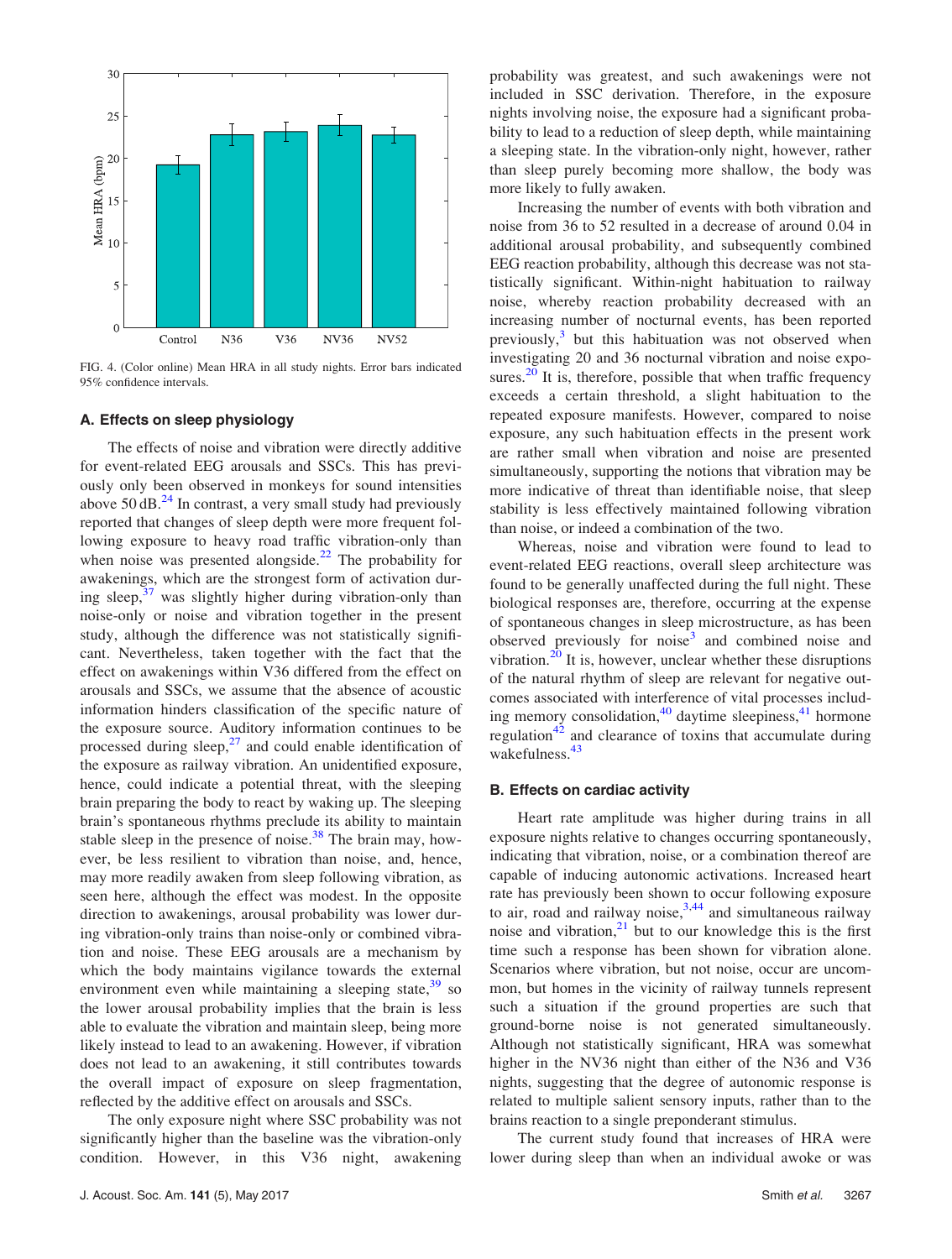FIG. 4. (Color online) Mean HRA in all study nights. Error bars indicated 95% confidence intervals.

### A. Effects on sleep physiology

The effects of noise and vibration were directly additive for event-related EEG arousals and SSCs. This has previously only been observed in monkeys for sound intensities above 50 dB.[24] In contrast, a very small study had previously reported that changes of sleep depth were more frequent following exposure to heavy road traffic vibration-only than when noise was presented alongside.[22] The probability for awakenings, which are the strongest form of activation during sleep,[37] was slightly higher during vibration-only than noise-only or noise and vibration together in the present study, although the difference was not statistically significant. Nevertheless, taken together with the fact that the effect on awakenings within V36 differed from the effect on arousals and SSCs, we assume that the absence of acoustic information hinders classification of the specific nature of the exposure source. Auditory information continues to be processed during sleep,[27] and could enable identification of the exposure as railway vibration. An unidentified exposure, hence, could indicate a potential threat, with the sleeping brain preparing the body to react by waking up. The sleeping brain's spontaneous rhythms preclude its ability to maintain stable sleep in the presence of noise.[38] The brain may, however, be less resilient to vibration than noise, and, hence, may more readily awaken from sleep following vibration, as seen here, although the effect was modest. In the opposite direction to awakenings, arousal probability was lower during vibration-only trains than noise-only or combined vibration and noise. These EEG arousals are a mechanism by which the body maintains vigilance towards the external environment even while maintaining a sleeping state,[39] so the lower arousal probability implies that the brain is less able to evaluate the vibration and maintain sleep, being more likely instead to lead to an awakening. However, if vibration does not lead to an awakening, it still contributes towards the overall impact of exposure on sleep fragmentation, reflected by the additive effect on arousals and SSCs.

The only exposure night where SSC probability was not significantly higher than the baseline was the vibration-only condition. However, in this V36 night, awakening probability was greatest, and such awakenings were not included in SSC derivation. Therefore, in the exposure nights involving noise, the exposure had a significant probability to lead to a reduction of sleep depth, while maintaining a sleeping state. In the vibration-only night, however, rather than sleep purely becoming more shallow, the body was more likely to fully awaken.

Increasing the number of events with both vibration and noise from 36 to 52 resulted in a decrease of around 0.04 in additional arousal probability, and subsequently combined EEG reaction probability, although this decrease was not statistically significant. Within-night habituation to railway noise, whereby reaction probability decreased with an increasing number of nocturnal events, has been reported previously,[3] but this habituation was not observed when investigating 20 and 36 nocturnal vibration and noise exposures.[20] It is, therefore, possible that when traffic frequency exceeds a certain threshold, a slight habituation to the repeated exposure manifests. However, compared to noise exposure, any such habituation effects in the present work are rather small when vibration and noise are presented simultaneously, supporting the notions that vibration may be more indicative of threat than identifiable noise, that sleep stability is less effectively maintained following vibration than noise, or indeed a combination of the two.

Whereas, noise and vibration were found to lead to event-related EEG reactions, overall sleep architecture was found to be generally unaffected during the full night. These biological responses are, therefore, occurring at the expense of spontaneous changes in sleep microstructure, as has been observed previously for noise[3] and combined noise and vibration.[20] It is, however, unclear whether these disruptions of the natural rhythm of sleep are relevant for negative outcomes associated with interference of vital processes including memory consolidation,[40] daytime sleepiness,[41] hormone regulation[42] and clearance of toxins that accumulate during wakefulness.[43]

### B. Effects on cardiac activity

Heart rate amplitude was higher during trains in all exposure nights relative to changes occurring spontaneously, indicating that vibration, noise, or a combination thereof are capable of inducing autonomic activations. Increased heart rate has previously been shown to occur following exposure to air, road and railway noise,[3,44] and simultaneous railway noise and vibration,[21] but to our knowledge this is the first time such a response has been shown for vibration alone. Scenarios where vibration, but not noise, occur are uncommon, but homes in the vicinity of railway tunnels represent such a situation if the ground properties are such that ground-borne noise is not generated simultaneously. Although not statistically significant, HRA was somewhat higher in the NV36 night than either of the N36 and V36 nights, suggesting that the degree of autonomic response is related to multiple salient sensory inputs, rather than to the brains reaction to a single preponderant stimulus.

The current study found that increases of HRA were lower during sleep than when an individual awoke or was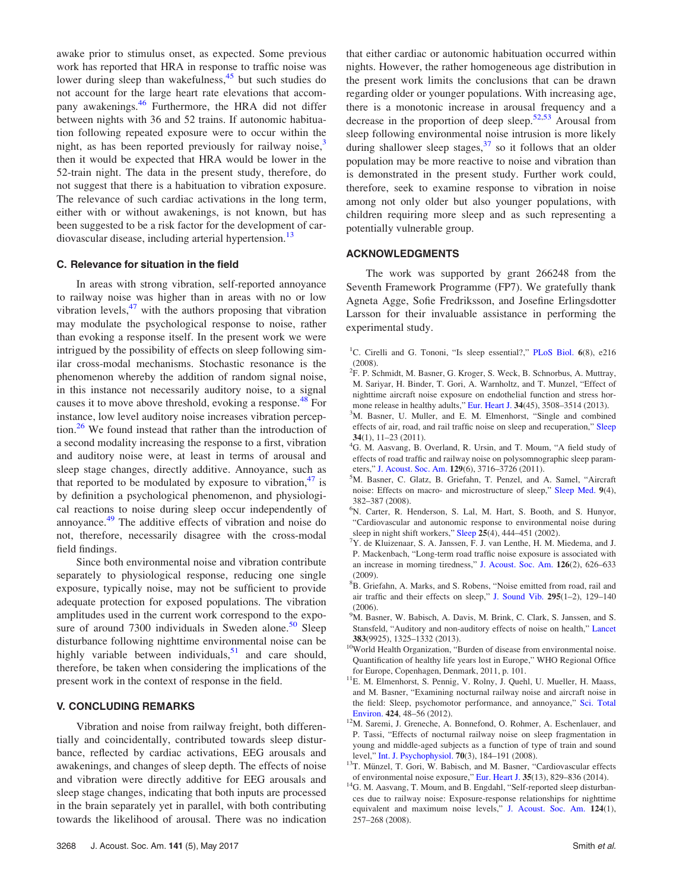awake prior to stimulus onset, as expected. Some previous work has reported that HRA in response to traffic noise was lower during sleep than wakefulness,[45] but such studies do not account for the large heart rate elevations that accompany awakenings.[46] Furthermore, the HRA did not differ between nights with 36 and 52 trains. If autonomic habituation following repeated exposure were to occur within the night, as has been reported previously for railway noise,[3] then it would be expected that HRA would be lower in the 52-train night. The data in the present study, therefore, do not suggest that there is a habituation to vibration exposure. The relevance of such cardiac activations in the long term, either with or without awakenings, is not known, but has been suggested to be a risk factor for the development of cardiovascular disease, including arterial hypertension.[13]

### C. Relevance for situation in the field

In areas with strong vibration, self-reported annoyance to railway noise was higher than in areas with no or low vibration levels,[47] with the authors proposing that vibration may modulate the psychological response to noise, rather than evoking a response itself. In the present work we were intrigued by the possibility of effects on sleep following similar cross-modal mechanisms. Stochastic resonance is the phenomenon whereby the addition of random signal noise, in this instance not necessarily auditory noise, to a signal causes it to move above threshold, evoking a response.[48] For instance, low level auditory noise increases vibration perception.[26] We found instead that rather than the introduction of a second modality increasing the response to a first, vibration and auditory noise were, at least in terms of arousal and sleep stage changes, directly additive. Annoyance, such as that reported to be modulated by exposure to vibration,[47] is by definition a psychological phenomenon, and physiological reactions to noise during sleep occur independently of annoyance.[49] The additive effects of vibration and noise do not, therefore, necessarily disagree with the cross-modal field findings.

Since both environmental noise and vibration contribute separately to physiological response, reducing one single exposure, typically noise, may not be sufficient to provide adequate protection for exposed populations. The vibration amplitudes used in the current work correspond to the exposure of around 7300 individuals in Sweden alone.[50] Sleep disturbance following nighttime environmental noise can be highly variable between individuals,[51] and care should, therefore, be taken when considering the implications of the present work in the context of response in the field.

## V. CONCLUDING REMARKS

Vibration and noise from railway freight, both differentially and coincidentally, contributed towards sleep disturbance, reflected by cardiac activations, EEG arousals and awakenings, and changes of sleep depth. The effects of noise and vibration were directly additive for EEG arousals and sleep stage changes, indicating that both inputs are processed in the brain separately yet in parallel, with both contributing towards the likelihood of arousal. There was no indication that either cardiac or autonomic habituation occurred within nights. However, the rather homogeneous age distribution in the present work limits the conclusions that can be drawn regarding older or younger populations. With increasing age, there is a monotonic increase in arousal frequency and a decrease in the proportion of deep sleep.[52,53] Arousal from sleep following environmental noise intrusion is more likely during shallower sleep stages,[37] so it follows that an older population may be more reactive to noise and vibration than is demonstrated in the present study. Further work could, therefore, seek to examine response to vibration in noise among not only older but also younger populations, with children requiring more sleep and as such representing a potentially vulnerable group.

## ACKNOWLEDGMENTS

The work was supported by grant 266248 from the Seventh Framework Programme (FP7). We gratefully thank Agneta Agge, Sofie Fredriksson, and Josefine Erlingsdotter Larsson for their invaluable assistance in performing the experimental study.

[1] C. Cirelli and G. Tononi, "Is sleep essential?," PLoS Biol. **6**(8), e216 (2008).

[2] F. P. Schmidt, M. Basner, G. Kroger, S. Weck, B. Schnorbus, A. Muttray, M. Sariyar, H. Binder, T. Gori, A. Warnholtz, and T. Munzel, "Effect of nighttime aircraft noise exposure on endothelial function and stress hormone release in healthy adults," Eur. Heart J. **34**(45), 3508–3514 (2013).

[3] M. Basner, U. Muller, and E. M. Elmenhorst, "Single and combined effects of air, road, and rail traffic noise on sleep and recuperation," Sleep **34**(1), 11–23 (2011).

[4] G. M. Aasvang, B. Overland, R. Ursin, and T. Moum, "A field study of effects of road traffic and railway noise on polysomnographic sleep parameters," J. Acoust. Soc. Am. **129**(6), 3716–3726 (2011).

[5] M. Basner, C. Glatz, B. Griefahn, T. Penzel, and A. Samel, "Aircraft noise: Effects on macro- and microstructure of sleep," Sleep Med. **9**(4), 382–387 (2008).

[6] N. Carter, R. Henderson, S. Lal, M. Hart, S. Booth, and S. Hunyor, "Cardiovascular and autonomic response to environmental noise during sleep in night shift workers," Sleep **25**(4), 444–451 (2002).

[7] Y. de Kluizenaar, S. A. Janssen, F. J. van Lenthe, H. M. Miedema, and J. P. Mackenbach, "Long-term road traffic noise exposure is associated with an increase in morning tiredness," J. Acoust. Soc. Am. **126**(2), 626–633 (2009).

[8] B. Griefahn, A. Marks, and S. Robens, "Noise emitted from road, rail and air traffic and their effects on sleep," J. Sound Vib. **295**(1–2), 129–140 (2006).

[9] M. Basner, W. Babisch, A. Davis, M. Brink, C. Clark, S. Janssen, and S. Stansfeld, "Auditory and non-auditory effects of noise on health," Lancet **383**(9925), 1325–1332 (2013).

[10] World Health Organization, "Burden of disease from environmental noise. Quantification of healthy life years lost in Europe," WHO Regional Office for Europe, Copenhagen, Denmark, 2011, p. 101.

[11] E. M. Elmenhorst, S. Pennig, V. Rolny, J. Quehl, U. Mueller, H. Maass, and M. Basner, "Examining nocturnal railway noise and aircraft noise in the field: Sleep, psychomotor performance, and annoyance," Sci. Total Environ. **424**, 48–56 (2012).

[12] M. Saremi, J. Greneche, A. Bonnefond, O. Rohmer, A. Eschenlauer, and P. Tassi, "Effects of nocturnal railway noise on sleep fragmentation in young and middle-aged subjects as a function of type of train and sound level," Int. J. Psychophysiol. **70**(3), 184–191 (2008).

[13] T. Münzel, T. Gori, W. Babisch, and M. Basner, "Cardiovascular effects of environmental noise exposure," Eur. Heart J. **35**(13), 829–836 (2014).

[14] G. M. Aasvang, T. Moum, and B. Engdahl, "Self-reported sleep disturbances due to railway noise: Exposure-response relationships for nighttime equivalent and maximum noise levels," J. Acoust. Soc. Am. **124**(1), 257–268 (2008).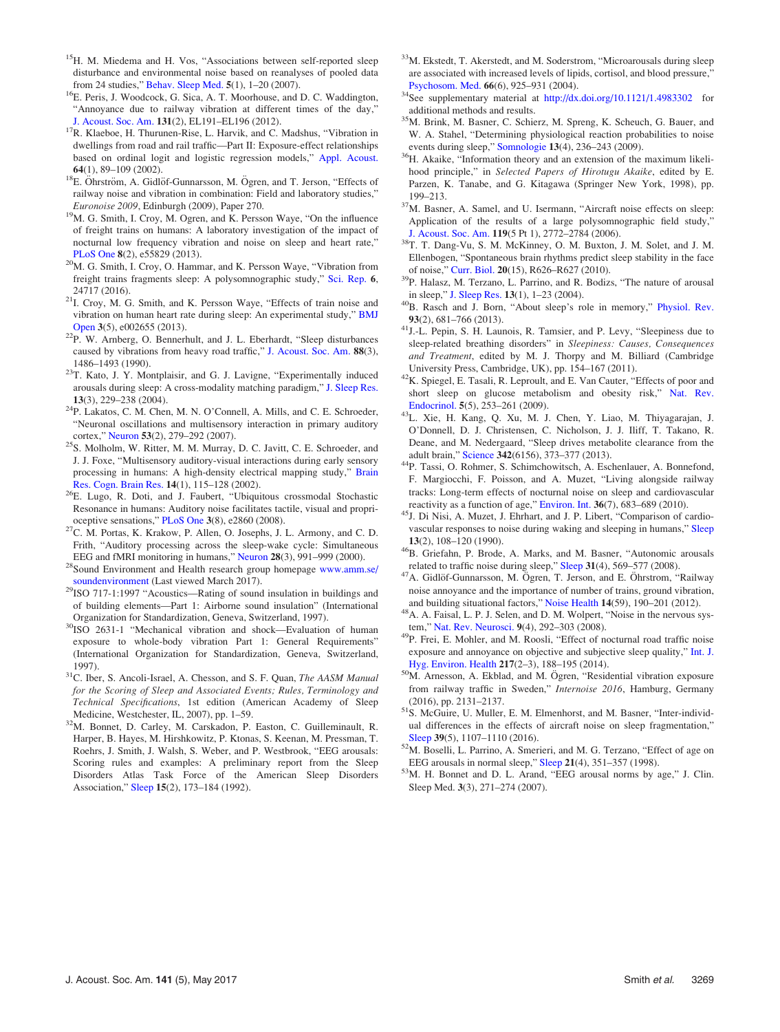[15] H. M. Miedema and H. Vos, "Associations between self-reported sleep disturbance and environmental noise based on reanalyses of pooled data from 24 studies," Behav. Sleep Med. **5**(1), 1–20 (2007).

[16] E. Peris, J. Woodcock, G. Sica, A. T. Moorhouse, and D. C. Waddington, "Annoyance due to railway vibration at different times of the day," J. Acoust. Soc. Am. **131**(2), EL191–EL196 (2012).

[17] R. Klaeboe, H. Thurunen-Rise, L. Harvik, and C. Madshus, "Vibration in dwellings from road and rail traffic—Part II: Exposure-effect relationships based on ordinal logit and logistic regression models," Appl. Acoust. **64**(1), 89–109 (2002).

[18] E. Öhrström, A. Gidlöf-Gunnarsson, M. Ögren, and T. Jerson, "Effects of railway noise and vibration in combination: Field and laboratory studies," *Euronoise 2009*, Edinburgh (2009), Paper 270.

[19] M. G. Smith, I. Croy, M. Ogren, and K. Persson Waye, "On the influence of freight trains on humans: A laboratory investigation of the impact of nocturnal low frequency vibration and noise on sleep and heart rate," PLoS One **8**(2), e55829 (2013).

[20] M. G. Smith, I. Croy, O. Hammar, and K. Persson Waye, "Vibration from freight trains fragments sleep: A polysomnographic study," Sci. Rep. **6**, 24717 (2016).

[21] I. Croy, M. G. Smith, and K. Persson Waye, "Effects of train noise and vibration on human heart rate during sleep: An experimental study," BMJ Open **3**(5), e002655 (2013).

[22] P. W. Arnberg, O. Bennerhult, and J. L. Eberhardt, "Sleep disturbances caused by vibrations from heavy road traffic," J. Acoust. Soc. Am. **88**(3), 1486–1493 (1990).

[23] T. Kato, J. Y. Montplaisir, and G. J. Lavigne, "Experimentally induced arousals during sleep: A cross-modality matching paradigm," J. Sleep Res. **13**(3), 229–238 (2004).

[24] P. Lakatos, C. M. Chen, M. N. O'Connell, A. Mills, and C. E. Schroeder, "Neuronal oscillations and multisensory interaction in primary auditory cortex," Neuron **53**(2), 279–292 (2007).

[25] S. Molholm, W. Ritter, M. M. Murray, D. C. Javitt, C. E. Schroeder, and J. J. Foxe, "Multisensory auditory-visual interactions during early sensory processing in humans: A high-density electrical mapping study," Brain Res. Cogn. Brain Res. **14**(1), 115–128 (2002).

[26] E. Lugo, R. Doti, and J. Faubert, "Ubiquitous crossmodal Stochastic Resonance in humans: Auditory noise facilitates tactile, visual and proprioceptive sensations," PLoS One **3**(8), e2860 (2008).

[27] C. M. Portas, K. Krakow, P. Allen, O. Josephs, J. L. Armony, and C. D. Frith, "Auditory processing across the sleep-wake cycle: Simultaneous EEG and fMRI monitoring in humans," Neuron **28**(3), 991–999 (2000).

[28] Sound Environment and Health research group homepage www.amm.se/soundenvironment (Last viewed March 2017).

[29] ISO 717-1:1997 "Acoustics—Rating of sound insulation in buildings and of building elements—Part 1: Airborne sound insulation" (International Organization for Standardization, Geneva, Switzerland, 1997).

[30] ISO 2631-1 "Mechanical vibration and shock—Evaluation of human exposure to whole-body vibration Part 1: General Requirements" (International Organization for Standardization, Geneva, Switzerland, 1997).

[31] C. Iber, S. Ancoli-Israel, A. Chesson, and S. F. Quan, *The AASM Manual for the Scoring of Sleep and Associated Events; Rules, Terminology and Technical Specifications*, 1st edition (American Academy of Sleep Medicine, Westchester, IL, 2007), pp. 1–59.

[32] M. Bonnet, D. Carley, M. Carskadon, P. Easton, C. Guilleminault, R. Harper, B. Hayes, M. Hirshkowitz, P. Ktonas, S. Keenan, M. Pressman, T. Roehrs, J. Smith, J. Walsh, S. Weber, and P. Westbrook, "EEG arousals: Scoring rules and examples: A preliminary report from the Sleep Disorders Atlas Task Force of the American Sleep Disorders Association," Sleep **15**(2), 173–184 (1992).

[33] M. Ekstedt, T. Akerstedt, and M. Soderstrom, "Microarousals during sleep are associated with increased levels of lipids, cortisol, and blood pressure," Psychosom. Med. **66**(6), 925–931 (2004).

[34] See supplementary material at http://dx.doi.org/10.1121/1.4983302 for additional methods and results.

[35] M. Brink, M. Basner, C. Schierz, M. Spreng, K. Scheuch, G. Bauer, and W. A. Stahel, "Determining physiological reaction probabilities to noise events during sleep," Somnologie **13**(4), 236–243 (2009).

[36] H. Akaike, "Information theory and an extension of the maximum likelihood principle," in *Selected Papers of Hirotugu Akaike*, edited by E. Parzen, K. Tanabe, and G. Kitagawa (Springer New York, 1998), pp. 199–213.

[37] M. Basner, A. Samel, and U. Isermann, "Aircraft noise effects on sleep: Application of the results of a large polysomnographic field study," J. Acoust. Soc. Am. **119**(5 Pt 1), 2772–2784 (2006).

[38] T. T. Dang-Vu, S. M. McKinney, O. M. Buxton, J. M. Solet, and J. M. Ellenbogen, "Spontaneous brain rhythms predict sleep stability in the face of noise," Curr. Biol. **20**(15), R626–R627 (2010).

[39] P. Halasz, M. Terzano, L. Parrino, and R. Bodizs, "The nature of arousal in sleep," J. Sleep Res. **13**(1), 1–23 (2004).

[40] B. Rasch and J. Born, "About sleep's role in memory," Physiol. Rev. **93**(2), 681–766 (2013).

[41] J.-L. Pepin, S. H. Launois, R. Tamsier, and P. Levy, "Sleepiness due to sleep-related breathing disorders" in *Sleepiness: Causes, Consequences and Treatment*, edited by M. J. Thorpy and M. Billiard (Cambridge University Press, Cambridge, UK), pp. 154–167 (2011).

[42] K. Spiegel, E. Tasali, R. Leproult, and E. Van Cauter, "Effects of poor and short sleep on glucose metabolism and obesity risk," Nat. Rev. Endocrinol. **5**(5), 253–261 (2009).

[43] L. Xie, H. Kang, Q. Xu, M. J. Chen, Y. Liao, M. Thiyagarajan, J. O'Donnell, D. J. Christensen, C. Nicholson, J. J. Iliff, T. Takano, R. Deane, and M. Nedergaard, "Sleep drives metabolite clearance from the adult brain," Science **342**(6156), 373–377 (2013).

[44] P. Tassi, O. Rohmer, S. Schimchowitsch, A. Eschenlauer, A. Bonnefond, F. Margiocchi, F. Poisson, and A. Muzet, "Living alongside railway tracks: Long-term effects of nocturnal noise on sleep and cardiovascular reactivity as a function of age," Environ. Int. **36**(7), 683–689 (2010).

[45] J. Di Nisi, A. Muzet, J. Ehrhart, and J. P. Libert, "Comparison of cardiovascular responses to noise during waking and sleeping in humans," Sleep **13**(2), 108–120 (1990).

[46] B. Griefahn, P. Brode, A. Marks, and M. Basner, "Autonomic arousals related to traffic noise during sleep," Sleep **31**(4), 569–577 (2008).

[47] A. Gidlöf-Gunnarsson, M. Ögren, T. Jerson, and E. Öhrstrom, "Railway noise annoyance and the importance of number of trains, ground vibration, and building situational factors," Noise Health **14**(59), 190–201 (2012).

[48] A. A. Faisal, L. P. J. Selen, and D. M. Wolpert, "Noise in the nervous system," Nat. Rev. Neurosci. **9**(4), 292–303 (2008).

[49] P. Frei, E. Mohler, and M. Roosli, "Effect of nocturnal road traffic noise exposure and annoyance on objective and subjective sleep quality," Int. J. Hyg. Environ. Health **217**(2–3), 188–195 (2014).

[50] M. Arnesson, A. Ekblad, and M. Ögren, "Residential vibration exposure from railway traffic in Sweden," *Internoise 2016*, Hamburg, Germany (2016), pp. 2131–2137.

[51] S. McGuire, U. Muller, E. M. Elmenhorst, and M. Basner, "Inter-individual differences in the effects of aircraft noise on sleep fragmentation," Sleep **39**(5), 1107–1110 (2016).

[52] M. Boselli, L. Parrino, A. Smerieri, and M. G. Terzano, "Effect of age on EEG arousals in normal sleep," Sleep **21**(4), 351–357 (1998).

[53] M. H. Bonnet and D. L. Arand, "EEG arousal norms by age," J. Clin. Sleep Med. **3**(3), 271–274 (2007).